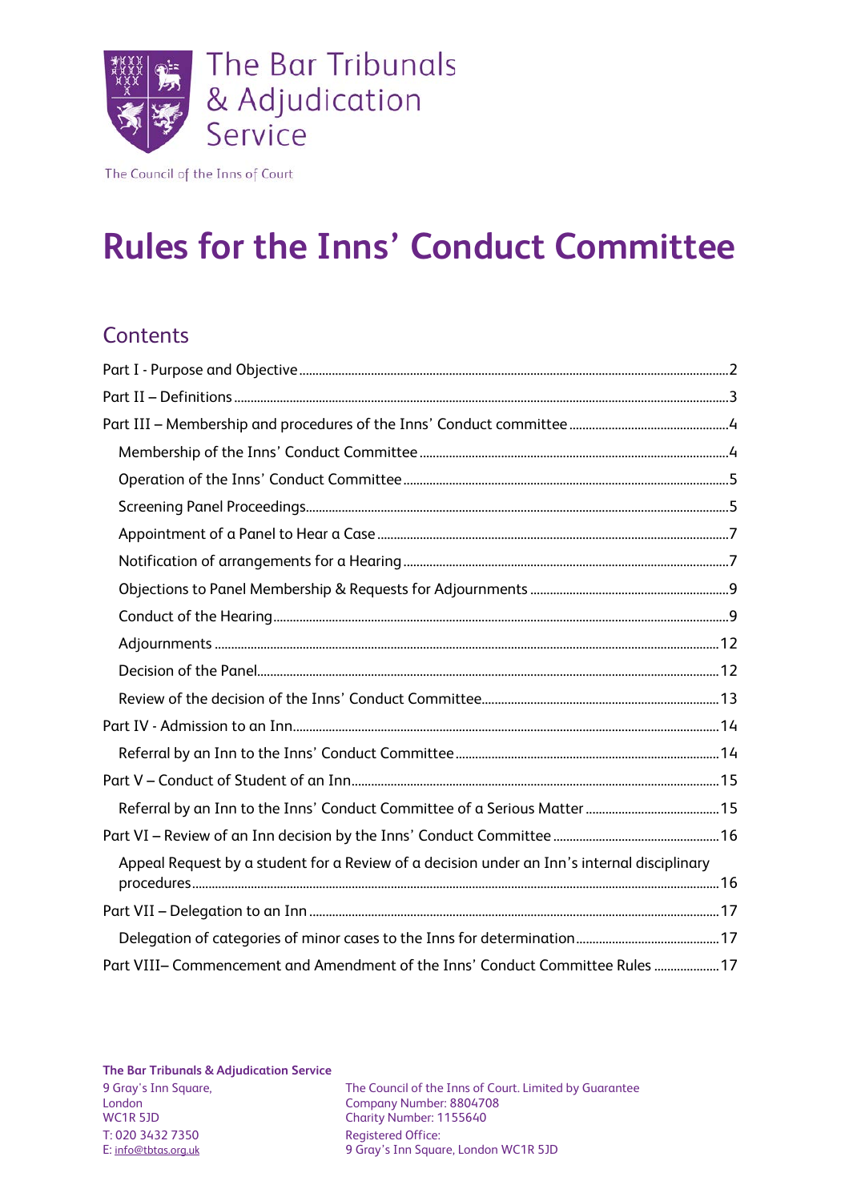The Bar Tribunals & Adjudication Service

The Council of the Inns of Court

# Rules for the Inns' Conduct Committee

## Contents

Part I - Purpose and Objective ..... 2

Part II – Definitions ..... 3

Part III – Membership and procedures of the Inns' Conduct committee ..... 4

- Membership of the Inns' Conduct Committee ..... 4
- Operation of the Inns' Conduct Committee ..... 5
- Screening Panel Proceedings ..... 5
- Appointment of a Panel to Hear a Case ..... 7
- Notification of arrangements for a Hearing ..... 7
- Objections to Panel Membership & Requests for Adjournments ..... 9
- Conduct of the Hearing ..... 9
- Adjournments ..... 12
- Decision of the Panel ..... 12
- Review of the decision of the Inns' Conduct Committee ..... 13

Part IV - Admission to an Inn ..... 14

- Referral by an Inn to the Inns' Conduct Committee ..... 14

Part V – Conduct of Student of an Inn ..... 15

- Referral by an Inn to the Inns' Conduct Committee of a Serious Matter ..... 15

Part VI – Review of an Inn decision by the Inns' Conduct Committee ..... 16

- Appeal Request by a student for a Review of a decision under an Inn's internal disciplinary procedures ..... 16

Part VII – Delegation to an Inn ..... 17

- Delegation of categories of minor cases to the Inns for determination ..... 17

Part VIII– Commencement and Amendment of the Inns' Conduct Committee Rules ..... 17

**The Bar Tribunals & Adjudication Service**
9 Gray's Inn Square,
London
WC1R 5JD
T: 020 3432 7350
E: info@tbtas.org.uk

The Council of the Inns of Court. Limited by Guarantee
Company Number: 8804708
Charity Number: 1155640
Registered Office:
9 Gray's Inn Square, London WC1R 5JD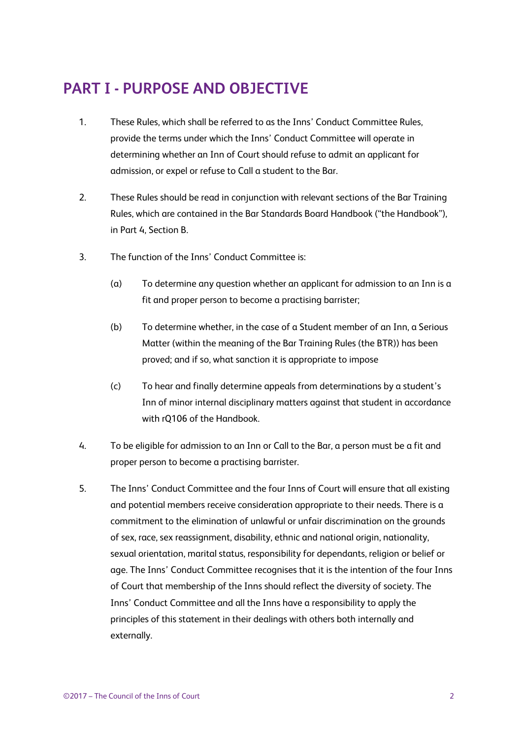## PART I - PURPOSE AND OBJECTIVE

1. These Rules, which shall be referred to as the Inns' Conduct Committee Rules, provide the terms under which the Inns' Conduct Committee will operate in determining whether an Inn of Court should refuse to admit an applicant for admission, or expel or refuse to Call a student to the Bar.

2. These Rules should be read in conjunction with relevant sections of the Bar Training Rules, which are contained in the Bar Standards Board Handbook ("the Handbook"), in Part 4, Section B.

3. The function of the Inns' Conduct Committee is:

   (a) To determine any question whether an applicant for admission to an Inn is a fit and proper person to become a practising barrister;

   (b) To determine whether, in the case of a Student member of an Inn, a Serious Matter (within the meaning of the Bar Training Rules (the BTR)) has been proved; and if so, what sanction it is appropriate to impose

   (c) To hear and finally determine appeals from determinations by a student's Inn of minor internal disciplinary matters against that student in accordance with rQ106 of the Handbook.

4. To be eligible for admission to an Inn or Call to the Bar, a person must be a fit and proper person to become a practising barrister.

5. The Inns' Conduct Committee and the four Inns of Court will ensure that all existing and potential members receive consideration appropriate to their needs. There is a commitment to the elimination of unlawful or unfair discrimination on the grounds of sex, race, sex reassignment, disability, ethnic and national origin, nationality, sexual orientation, marital status, responsibility for dependants, religion or belief or age. The Inns' Conduct Committee recognises that it is the intention of the four Inns of Court that membership of the Inns should reflect the diversity of society. The Inns' Conduct Committee and all the Inns have a responsibility to apply the principles of this statement in their dealings with others both internally and externally.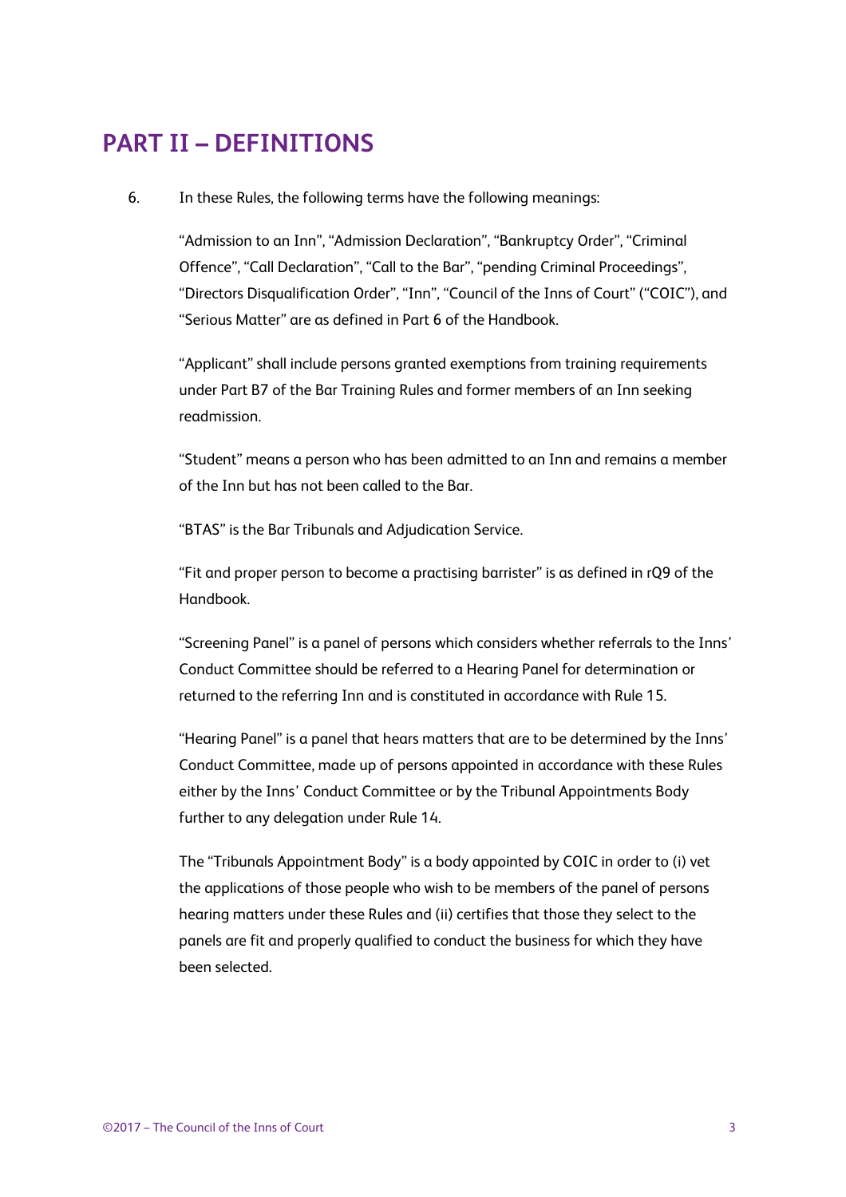## PART II – DEFINITIONS

6. In these Rules, the following terms have the following meanings:

   "Admission to an Inn", "Admission Declaration", "Bankruptcy Order", "Criminal Offence", "Call Declaration", "Call to the Bar", "pending Criminal Proceedings", "Directors Disqualification Order", "Inn", "Council of the Inns of Court" ("COIC"), and "Serious Matter" are as defined in Part 6 of the Handbook.

   "Applicant" shall include persons granted exemptions from training requirements under Part B7 of the Bar Training Rules and former members of an Inn seeking readmission.

   "Student" means a person who has been admitted to an Inn and remains a member of the Inn but has not been called to the Bar.

   "BTAS" is the Bar Tribunals and Adjudication Service.

   "Fit and proper person to become a practising barrister" is as defined in rQ9 of the Handbook.

   "Screening Panel" is a panel of persons which considers whether referrals to the Inns' Conduct Committee should be referred to a Hearing Panel for determination or returned to the referring Inn and is constituted in accordance with Rule 15.

   "Hearing Panel" is a panel that hears matters that are to be determined by the Inns' Conduct Committee, made up of persons appointed in accordance with these Rules either by the Inns' Conduct Committee or by the Tribunal Appointments Body further to any delegation under Rule 14.

   The "Tribunals Appointment Body" is a body appointed by COIC in order to (i) vet the applications of those people who wish to be members of the panel of persons hearing matters under these Rules and (ii) certifies that those they select to the panels are fit and properly qualified to conduct the business for which they have been selected.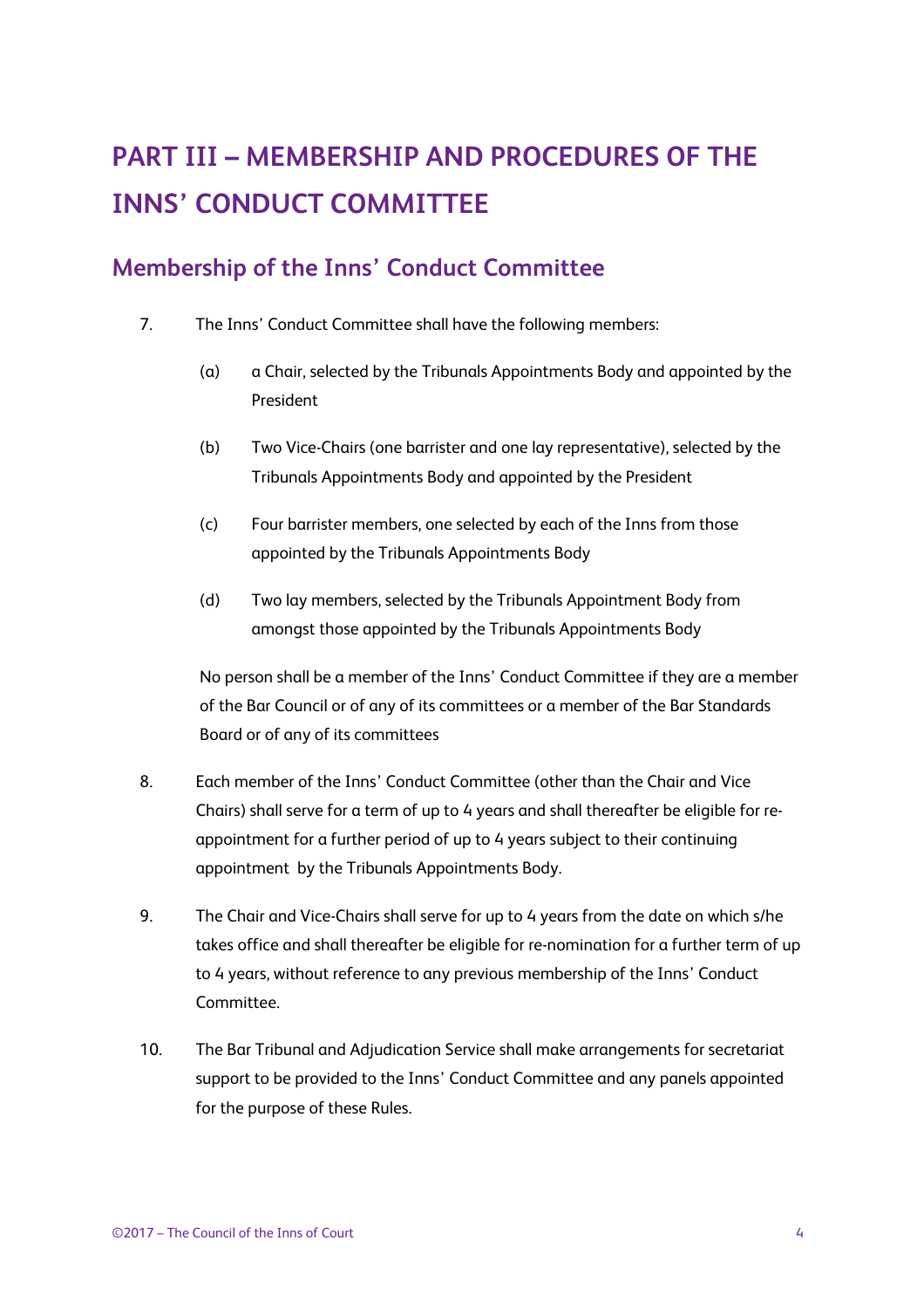# PART III – MEMBERSHIP AND PROCEDURES OF THE INNS' CONDUCT COMMITTEE

## Membership of the Inns' Conduct Committee

7. The Inns' Conduct Committee shall have the following members:

   (a) a Chair, selected by the Tribunals Appointments Body and appointed by the President

   (b) Two Vice-Chairs (one barrister and one lay representative), selected by the Tribunals Appointments Body and appointed by the President

   (c) Four barrister members, one selected by each of the Inns from those appointed by the Tribunals Appointments Body

   (d) Two lay members, selected by the Tribunals Appointment Body from amongst those appointed by the Tribunals Appointments Body

   No person shall be a member of the Inns' Conduct Committee if they are a member of the Bar Council or of any of its committees or a member of the Bar Standards Board or of any of its committees

8. Each member of the Inns' Conduct Committee (other than the Chair and Vice Chairs) shall serve for a term of up to 4 years and shall thereafter be eligible for re-appointment for a further period of up to 4 years subject to their continuing appointment by the Tribunals Appointments Body.

9. The Chair and Vice-Chairs shall serve for up to 4 years from the date on which s/he takes office and shall thereafter be eligible for re-nomination for a further term of up to 4 years, without reference to any previous membership of the Inns' Conduct Committee.

10. The Bar Tribunal and Adjudication Service shall make arrangements for secretariat support to be provided to the Inns' Conduct Committee and any panels appointed for the purpose of these Rules.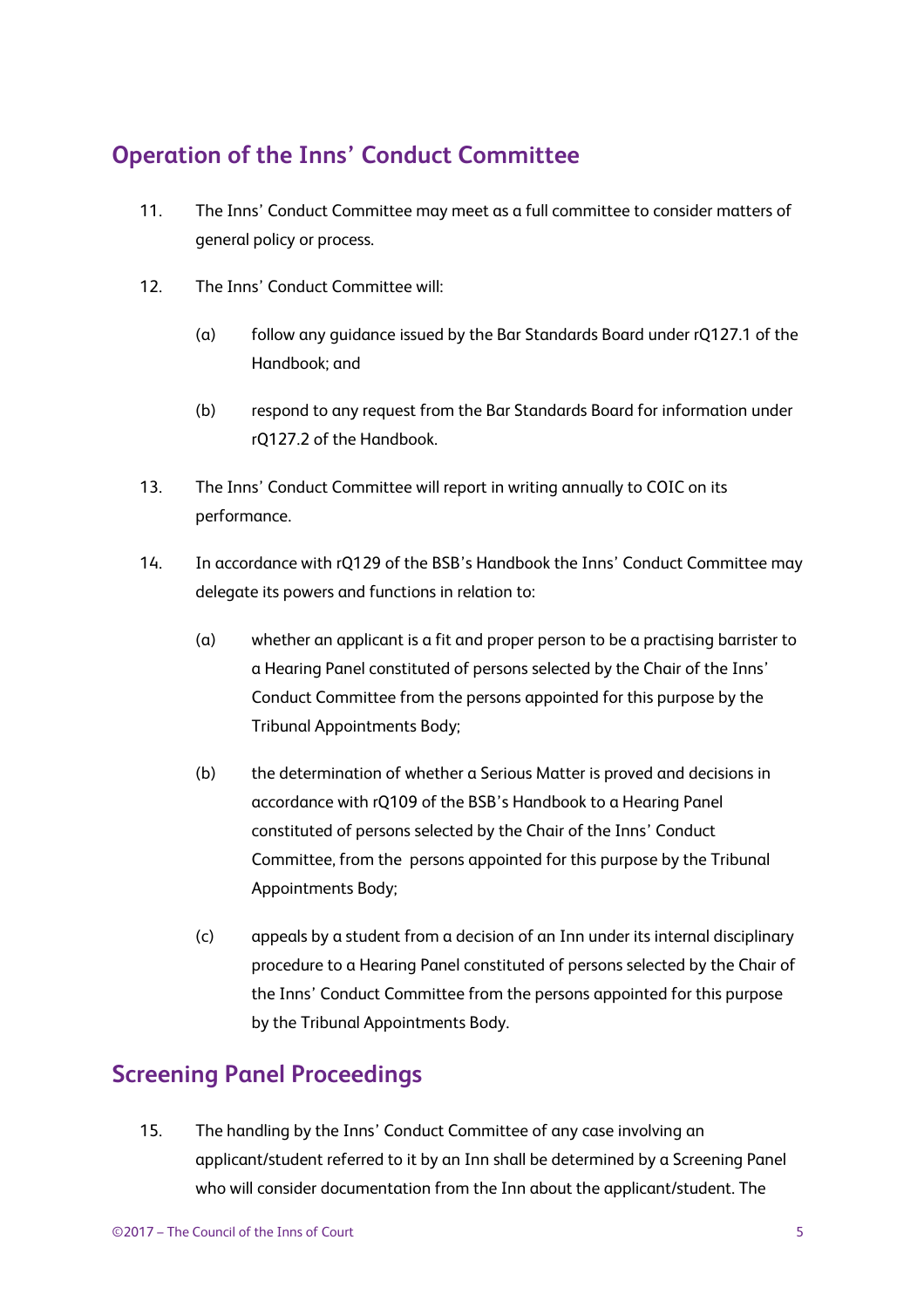## Operation of the Inns' Conduct Committee

11. The Inns' Conduct Committee may meet as a full committee to consider matters of general policy or process.

12. The Inns' Conduct Committee will:

    (a) follow any guidance issued by the Bar Standards Board under rQ127.1 of the Handbook; and

    (b) respond to any request from the Bar Standards Board for information under rQ127.2 of the Handbook.

13. The Inns' Conduct Committee will report in writing annually to COIC on its performance.

14. In accordance with rQ129 of the BSB's Handbook the Inns' Conduct Committee may delegate its powers and functions in relation to:

    (a) whether an applicant is a fit and proper person to be a practising barrister to a Hearing Panel constituted of persons selected by the Chair of the Inns' Conduct Committee from the persons appointed for this purpose by the Tribunal Appointments Body;

    (b) the determination of whether a Serious Matter is proved and decisions in accordance with rQ109 of the BSB's Handbook to a Hearing Panel constituted of persons selected by the Chair of the Inns' Conduct Committee, from the persons appointed for this purpose by the Tribunal Appointments Body;

    (c) appeals by a student from a decision of an Inn under its internal disciplinary procedure to a Hearing Panel constituted of persons selected by the Chair of the Inns' Conduct Committee from the persons appointed for this purpose by the Tribunal Appointments Body.

## Screening Panel Proceedings

15. The handling by the Inns' Conduct Committee of any case involving an applicant/student referred to it by an Inn shall be determined by a Screening Panel who will consider documentation from the Inn about the applicant/student. The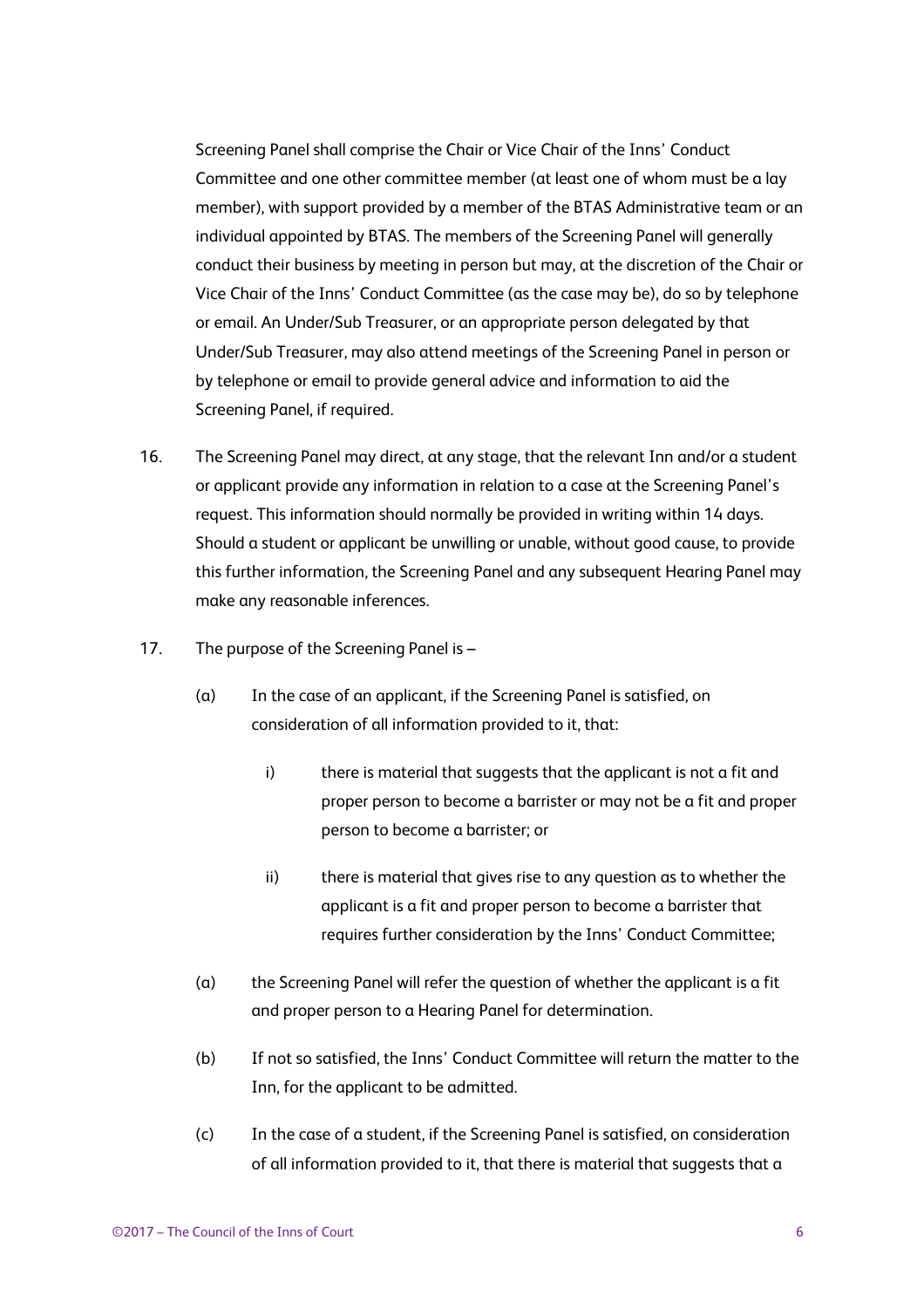Screening Panel shall comprise the Chair or Vice Chair of the Inns' Conduct Committee and one other committee member (at least one of whom must be a lay member), with support provided by a member of the BTAS Administrative team or an individual appointed by BTAS. The members of the Screening Panel will generally conduct their business by meeting in person but may, at the discretion of the Chair or Vice Chair of the Inns' Conduct Committee (as the case may be), do so by telephone or email. An Under/Sub Treasurer, or an appropriate person delegated by that Under/Sub Treasurer, may also attend meetings of the Screening Panel in person or by telephone or email to provide general advice and information to aid the Screening Panel, if required.

16. The Screening Panel may direct, at any stage, that the relevant Inn and/or a student or applicant provide any information in relation to a case at the Screening Panel's request. This information should normally be provided in writing within 14 days. Should a student or applicant be unwilling or unable, without good cause, to provide this further information, the Screening Panel and any subsequent Hearing Panel may make any reasonable inferences.

17. The purpose of the Screening Panel is –

    (a) In the case of an applicant, if the Screening Panel is satisfied, on consideration of all information provided to it, that:

        i) there is material that suggests that the applicant is not a fit and proper person to become a barrister or may not be a fit and proper person to become a barrister; or

        ii) there is material that gives rise to any question as to whether the applicant is a fit and proper person to become a barrister that requires further consideration by the Inns' Conduct Committee;

    (a) the Screening Panel will refer the question of whether the applicant is a fit and proper person to a Hearing Panel for determination.

    (b) If not so satisfied, the Inns' Conduct Committee will return the matter to the Inn, for the applicant to be admitted.

    (c) In the case of a student, if the Screening Panel is satisfied, on consideration of all information provided to it, that there is material that suggests that a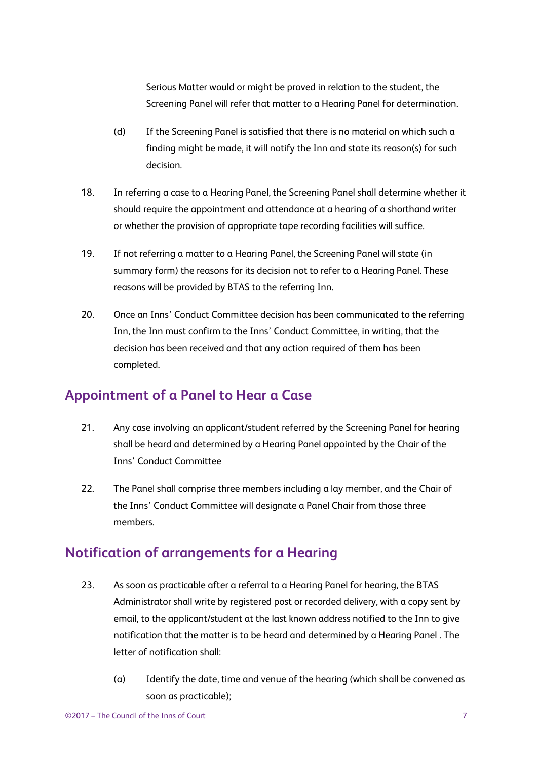Serious Matter would or might be proved in relation to the student, the Screening Panel will refer that matter to a Hearing Panel for determination.

(d) If the Screening Panel is satisfied that there is no material on which such a finding might be made, it will notify the Inn and state its reason(s) for such decision.

18. In referring a case to a Hearing Panel, the Screening Panel shall determine whether it should require the appointment and attendance at a hearing of a shorthand writer or whether the provision of appropriate tape recording facilities will suffice.

19. If not referring a matter to a Hearing Panel, the Screening Panel will state (in summary form) the reasons for its decision not to refer to a Hearing Panel. These reasons will be provided by BTAS to the referring Inn.

20. Once an Inns' Conduct Committee decision has been communicated to the referring Inn, the Inn must confirm to the Inns' Conduct Committee, in writing, that the decision has been received and that any action required of them has been completed.

## Appointment of a Panel to Hear a Case

21. Any case involving an applicant/student referred by the Screening Panel for hearing shall be heard and determined by a Hearing Panel appointed by the Chair of the Inns' Conduct Committee

22. The Panel shall comprise three members including a lay member, and the Chair of the Inns' Conduct Committee will designate a Panel Chair from those three members.

## Notification of arrangements for a Hearing

23. As soon as practicable after a referral to a Hearing Panel for hearing, the BTAS Administrator shall write by registered post or recorded delivery, with a copy sent by email, to the applicant/student at the last known address notified to the Inn to give notification that the matter is to be heard and determined by a Hearing Panel . The letter of notification shall:

(a) Identify the date, time and venue of the hearing (which shall be convened as soon as practicable);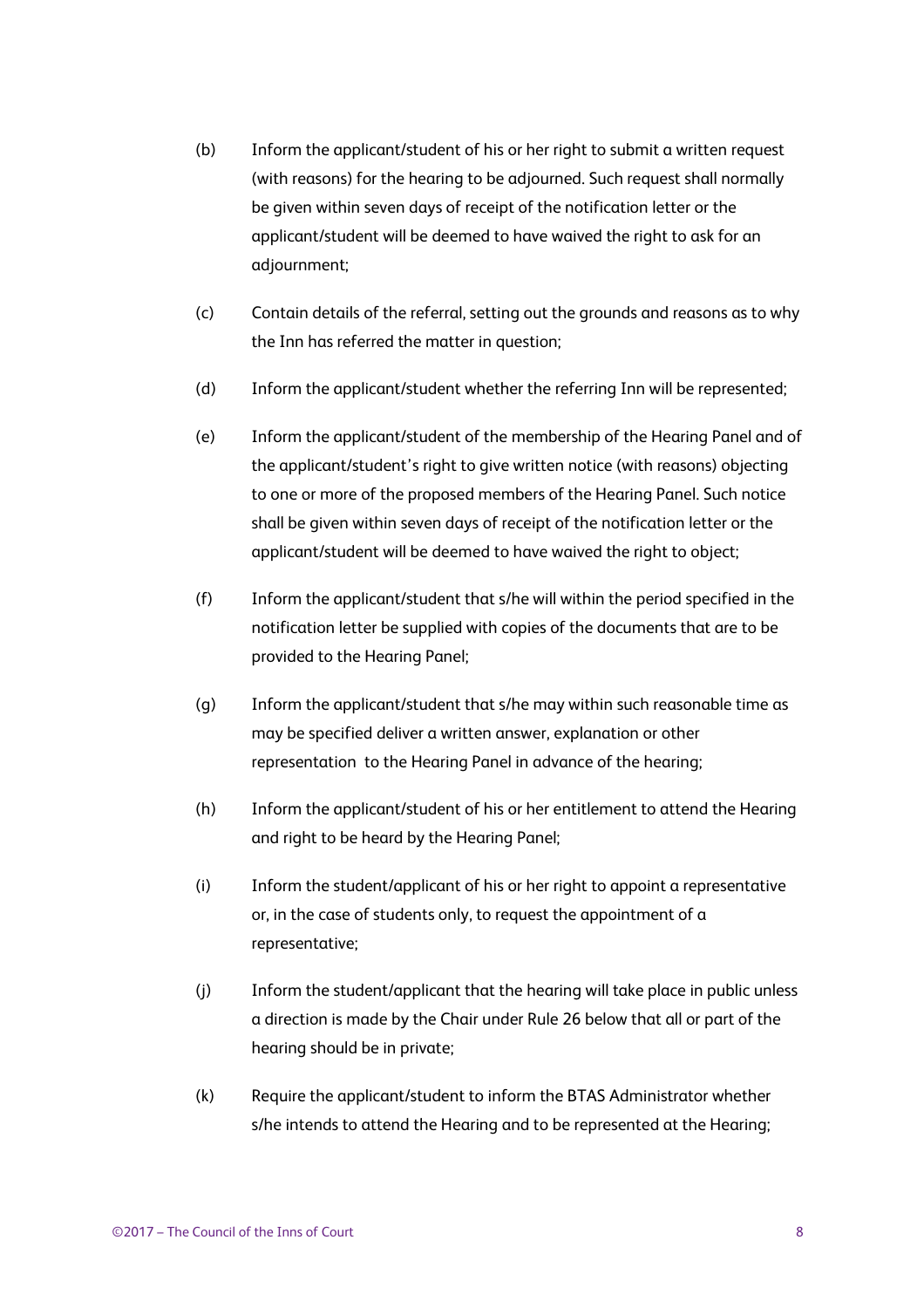(b) Inform the applicant/student of his or her right to submit a written request (with reasons) for the hearing to be adjourned. Such request shall normally be given within seven days of receipt of the notification letter or the applicant/student will be deemed to have waived the right to ask for an adjournment;

(c) Contain details of the referral, setting out the grounds and reasons as to why the Inn has referred the matter in question;

(d) Inform the applicant/student whether the referring Inn will be represented;

(e) Inform the applicant/student of the membership of the Hearing Panel and of the applicant/student's right to give written notice (with reasons) objecting to one or more of the proposed members of the Hearing Panel. Such notice shall be given within seven days of receipt of the notification letter or the applicant/student will be deemed to have waived the right to object;

(f) Inform the applicant/student that s/he will within the period specified in the notification letter be supplied with copies of the documents that are to be provided to the Hearing Panel;

(g) Inform the applicant/student that s/he may within such reasonable time as may be specified deliver a written answer, explanation or other representation to the Hearing Panel in advance of the hearing;

(h) Inform the applicant/student of his or her entitlement to attend the Hearing and right to be heard by the Hearing Panel;

(i) Inform the student/applicant of his or her right to appoint a representative or, in the case of students only, to request the appointment of a representative;

(j) Inform the student/applicant that the hearing will take place in public unless a direction is made by the Chair under Rule 26 below that all or part of the hearing should be in private;

(k) Require the applicant/student to inform the BTAS Administrator whether s/he intends to attend the Hearing and to be represented at the Hearing;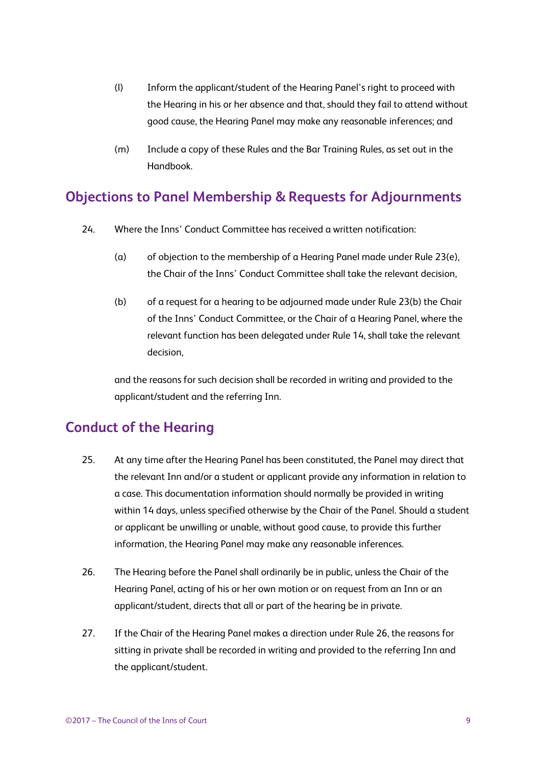(l) Inform the applicant/student of the Hearing Panel's right to proceed with the Hearing in his or her absence and that, should they fail to attend without good cause, the Hearing Panel may make any reasonable inferences; and

(m) Include a copy of these Rules and the Bar Training Rules, as set out in the Handbook.

## Objections to Panel Membership & Requests for Adjournments

24. Where the Inns' Conduct Committee has received a written notification:

 (a) of objection to the membership of a Hearing Panel made under Rule 23(e), the Chair of the Inns' Conduct Committee shall take the relevant decision,

 (b) of a request for a hearing to be adjourned made under Rule 23(b) the Chair of the Inns' Conduct Committee, or the Chair of a Hearing Panel, where the relevant function has been delegated under Rule 14, shall take the relevant decision,

 and the reasons for such decision shall be recorded in writing and provided to the applicant/student and the referring Inn.

## Conduct of the Hearing

25. At any time after the Hearing Panel has been constituted, the Panel may direct that the relevant Inn and/or a student or applicant provide any information in relation to a case. This documentation information should normally be provided in writing within 14 days, unless specified otherwise by the Chair of the Panel. Should a student or applicant be unwilling or unable, without good cause, to provide this further information, the Hearing Panel may make any reasonable inferences.

26. The Hearing before the Panel shall ordinarily be in public, unless the Chair of the Hearing Panel, acting of his or her own motion or on request from an Inn or an applicant/student, directs that all or part of the hearing be in private.

27. If the Chair of the Hearing Panel makes a direction under Rule 26, the reasons for sitting in private shall be recorded in writing and provided to the referring Inn and the applicant/student.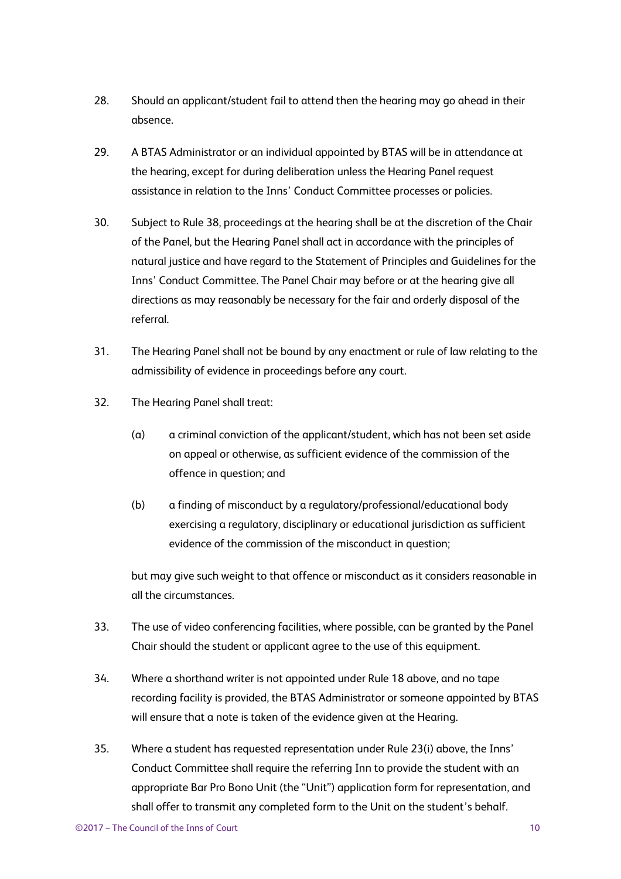28. Should an applicant/student fail to attend then the hearing may go ahead in their absence.

29. A BTAS Administrator or an individual appointed by BTAS will be in attendance at the hearing, except for during deliberation unless the Hearing Panel request assistance in relation to the Inns' Conduct Committee processes or policies.

30. Subject to Rule 38, proceedings at the hearing shall be at the discretion of the Chair of the Panel, but the Hearing Panel shall act in accordance with the principles of natural justice and have regard to the Statement of Principles and Guidelines for the Inns' Conduct Committee. The Panel Chair may before or at the hearing give all directions as may reasonably be necessary for the fair and orderly disposal of the referral.

31. The Hearing Panel shall not be bound by any enactment or rule of law relating to the admissibility of evidence in proceedings before any court.

32. The Hearing Panel shall treat:

    (a) a criminal conviction of the applicant/student, which has not been set aside on appeal or otherwise, as sufficient evidence of the commission of the offence in question; and

    (b) a finding of misconduct by a regulatory/professional/educational body exercising a regulatory, disciplinary or educational jurisdiction as sufficient evidence of the commission of the misconduct in question;

    but may give such weight to that offence or misconduct as it considers reasonable in all the circumstances.

33. The use of video conferencing facilities, where possible, can be granted by the Panel Chair should the student or applicant agree to the use of this equipment.

34. Where a shorthand writer is not appointed under Rule 18 above, and no tape recording facility is provided, the BTAS Administrator or someone appointed by BTAS will ensure that a note is taken of the evidence given at the Hearing.

35. Where a student has requested representation under Rule 23(i) above, the Inns' Conduct Committee shall require the referring Inn to provide the student with an appropriate Bar Pro Bono Unit (the "Unit") application form for representation, and shall offer to transmit any completed form to the Unit on the student's behalf.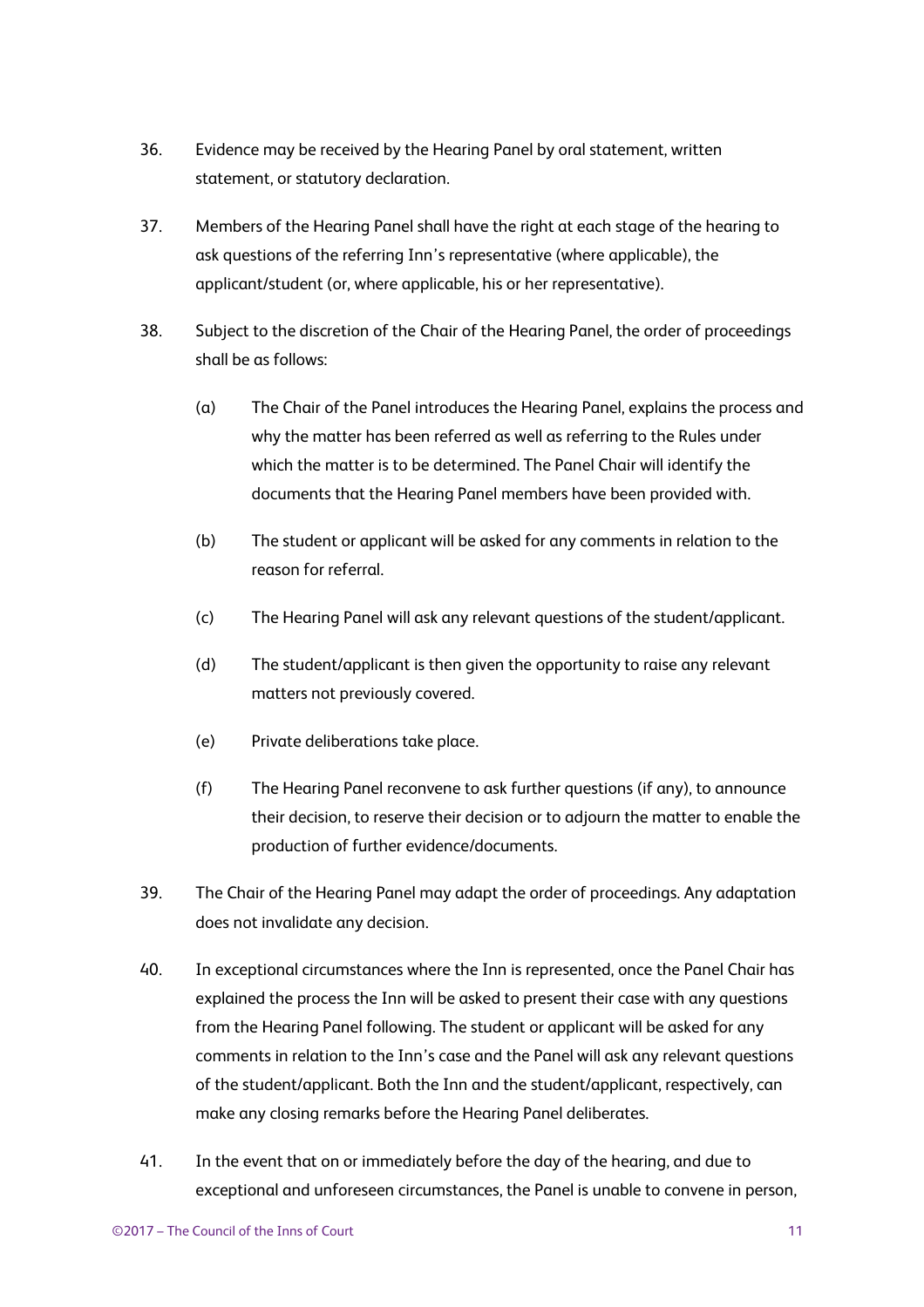36. Evidence may be received by the Hearing Panel by oral statement, written statement, or statutory declaration.

37. Members of the Hearing Panel shall have the right at each stage of the hearing to ask questions of the referring Inn's representative (where applicable), the applicant/student (or, where applicable, his or her representative).

38. Subject to the discretion of the Chair of the Hearing Panel, the order of proceedings shall be as follows:

    (a) The Chair of the Panel introduces the Hearing Panel, explains the process and why the matter has been referred as well as referring to the Rules under which the matter is to be determined. The Panel Chair will identify the documents that the Hearing Panel members have been provided with.

    (b) The student or applicant will be asked for any comments in relation to the reason for referral.

    (c) The Hearing Panel will ask any relevant questions of the student/applicant.

    (d) The student/applicant is then given the opportunity to raise any relevant matters not previously covered.

    (e) Private deliberations take place.

    (f) The Hearing Panel reconvene to ask further questions (if any), to announce their decision, to reserve their decision or to adjourn the matter to enable the production of further evidence/documents.

39. The Chair of the Hearing Panel may adapt the order of proceedings. Any adaptation does not invalidate any decision.

40. In exceptional circumstances where the Inn is represented, once the Panel Chair has explained the process the Inn will be asked to present their case with any questions from the Hearing Panel following. The student or applicant will be asked for any comments in relation to the Inn's case and the Panel will ask any relevant questions of the student/applicant. Both the Inn and the student/applicant, respectively, can make any closing remarks before the Hearing Panel deliberates.

41. In the event that on or immediately before the day of the hearing, and due to exceptional and unforeseen circumstances, the Panel is unable to convene in person,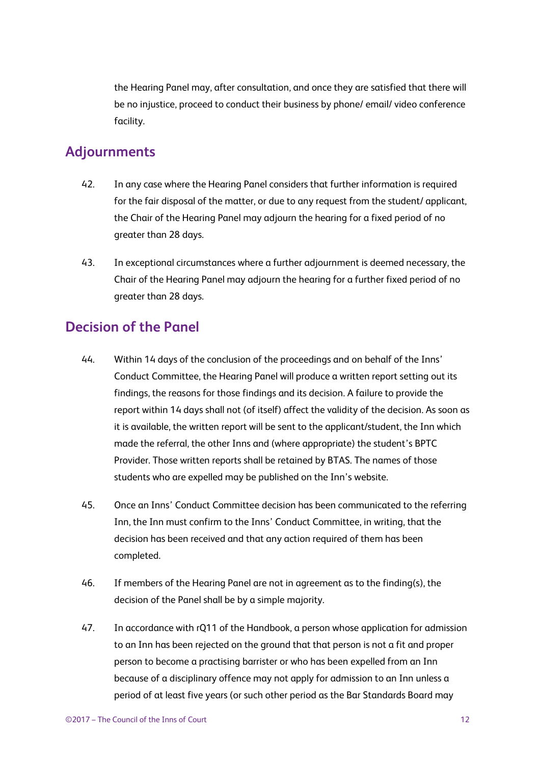the Hearing Panel may, after consultation, and once they are satisfied that there will be no injustice, proceed to conduct their business by phone/ email/ video conference facility.

## Adjournments

42. In any case where the Hearing Panel considers that further information is required for the fair disposal of the matter, or due to any request from the student/ applicant, the Chair of the Hearing Panel may adjourn the hearing for a fixed period of no greater than 28 days.

43. In exceptional circumstances where a further adjournment is deemed necessary, the Chair of the Hearing Panel may adjourn the hearing for a further fixed period of no greater than 28 days.

## Decision of the Panel

44. Within 14 days of the conclusion of the proceedings and on behalf of the Inns' Conduct Committee, the Hearing Panel will produce a written report setting out its findings, the reasons for those findings and its decision. A failure to provide the report within 14 days shall not (of itself) affect the validity of the decision. As soon as it is available, the written report will be sent to the applicant/student, the Inn which made the referral, the other Inns and (where appropriate) the student's BPTC Provider. Those written reports shall be retained by BTAS. The names of those students who are expelled may be published on the Inn's website.

45. Once an Inns' Conduct Committee decision has been communicated to the referring Inn, the Inn must confirm to the Inns' Conduct Committee, in writing, that the decision has been received and that any action required of them has been completed.

46. If members of the Hearing Panel are not in agreement as to the finding(s), the decision of the Panel shall be by a simple majority.

47. In accordance with rQ11 of the Handbook, a person whose application for admission to an Inn has been rejected on the ground that that person is not a fit and proper person to become a practising barrister or who has been expelled from an Inn because of a disciplinary offence may not apply for admission to an Inn unless a period of at least five years (or such other period as the Bar Standards Board may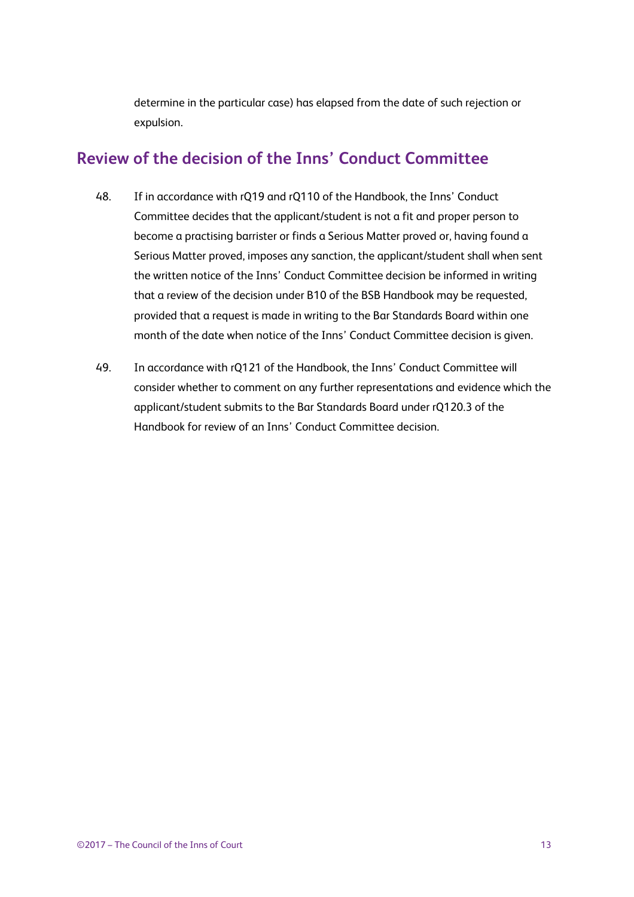determine in the particular case) has elapsed from the date of such rejection or expulsion.

## Review of the decision of the Inns' Conduct Committee

48. If in accordance with rQ19 and rQ110 of the Handbook, the Inns' Conduct Committee decides that the applicant/student is not a fit and proper person to become a practising barrister or finds a Serious Matter proved or, having found a Serious Matter proved, imposes any sanction, the applicant/student shall when sent the written notice of the Inns' Conduct Committee decision be informed in writing that a review of the decision under B10 of the BSB Handbook may be requested, provided that a request is made in writing to the Bar Standards Board within one month of the date when notice of the Inns' Conduct Committee decision is given.

49. In accordance with rQ121 of the Handbook, the Inns' Conduct Committee will consider whether to comment on any further representations and evidence which the applicant/student submits to the Bar Standards Board under rQ120.3 of the Handbook for review of an Inns' Conduct Committee decision.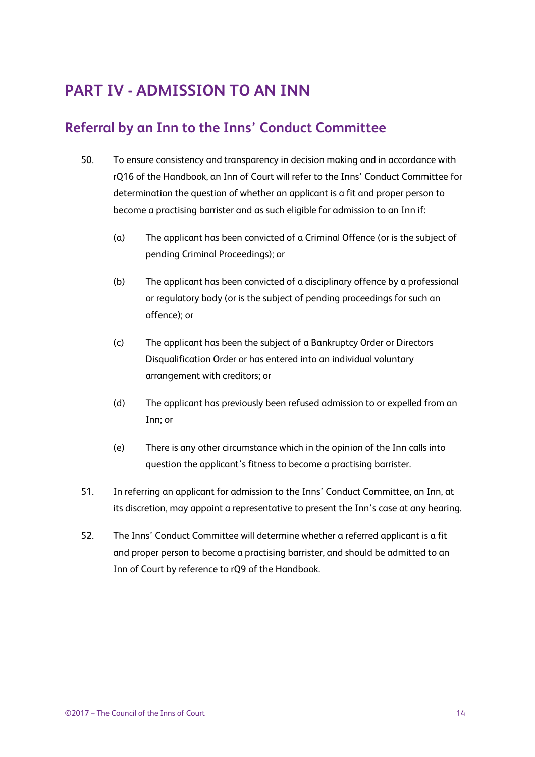# PART IV - ADMISSION TO AN INN

## Referral by an Inn to the Inns' Conduct Committee

50. To ensure consistency and transparency in decision making and in accordance with rQ16 of the Handbook, an Inn of Court will refer to the Inns' Conduct Committee for determination the question of whether an applicant is a fit and proper person to become a practising barrister and as such eligible for admission to an Inn if:

    (a) The applicant has been convicted of a Criminal Offence (or is the subject of pending Criminal Proceedings); or

    (b) The applicant has been convicted of a disciplinary offence by a professional or regulatory body (or is the subject of pending proceedings for such an offence); or

    (c) The applicant has been the subject of a Bankruptcy Order or Directors Disqualification Order or has entered into an individual voluntary arrangement with creditors; or

    (d) The applicant has previously been refused admission to or expelled from an Inn; or

    (e) There is any other circumstance which in the opinion of the Inn calls into question the applicant's fitness to become a practising barrister.

51. In referring an applicant for admission to the Inns' Conduct Committee, an Inn, at its discretion, may appoint a representative to present the Inn's case at any hearing.

52. The Inns' Conduct Committee will determine whether a referred applicant is a fit and proper person to become a practising barrister, and should be admitted to an Inn of Court by reference to rQ9 of the Handbook.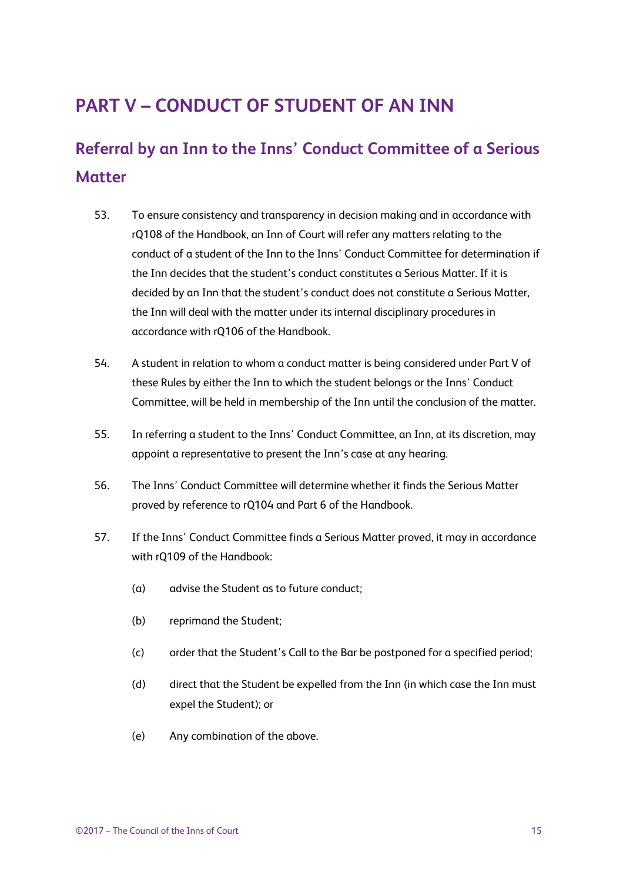# PART V – CONDUCT OF STUDENT OF AN INN

## Referral by an Inn to the Inns' Conduct Committee of a Serious Matter

53. To ensure consistency and transparency in decision making and in accordance with rQ108 of the Handbook, an Inn of Court will refer any matters relating to the conduct of a student of the Inn to the Inns' Conduct Committee for determination if the Inn decides that the student's conduct constitutes a Serious Matter. If it is decided by an Inn that the student's conduct does not constitute a Serious Matter, the Inn will deal with the matter under its internal disciplinary procedures in accordance with rQ106 of the Handbook.

54. A student in relation to whom a conduct matter is being considered under Part V of these Rules by either the Inn to which the student belongs or the Inns' Conduct Committee, will be held in membership of the Inn until the conclusion of the matter.

55. In referring a student to the Inns' Conduct Committee, an Inn, at its discretion, may appoint a representative to present the Inn's case at any hearing.

56. The Inns' Conduct Committee will determine whether it finds the Serious Matter proved by reference to rQ104 and Part 6 of the Handbook.

57. If the Inns' Conduct Committee finds a Serious Matter proved, it may in accordance with rQ109 of the Handbook:

    (a) advise the Student as to future conduct;

    (b) reprimand the Student;

    (c) order that the Student's Call to the Bar be postponed for a specified period;

    (d) direct that the Student be expelled from the Inn (in which case the Inn must expel the Student); or

    (e) Any combination of the above.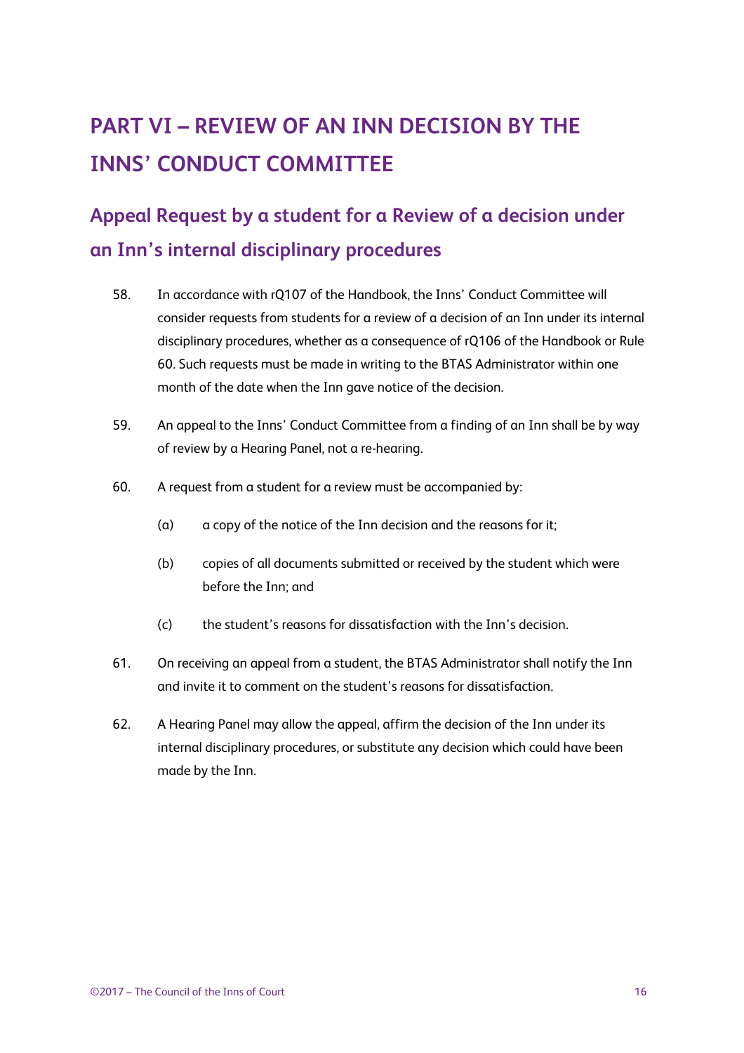# PART VI – REVIEW OF AN INN DECISION BY THE INNS' CONDUCT COMMITTEE

## Appeal Request by a student for a Review of a decision under an Inn's internal disciplinary procedures

58. In accordance with rQ107 of the Handbook, the Inns' Conduct Committee will consider requests from students for a review of a decision of an Inn under its internal disciplinary procedures, whether as a consequence of rQ106 of the Handbook or Rule 60. Such requests must be made in writing to the BTAS Administrator within one month of the date when the Inn gave notice of the decision.

59. An appeal to the Inns' Conduct Committee from a finding of an Inn shall be by way of review by a Hearing Panel, not a re-hearing.

60. A request from a student for a review must be accompanied by:

    (a) a copy of the notice of the Inn decision and the reasons for it;

    (b) copies of all documents submitted or received by the student which were before the Inn; and

    (c) the student's reasons for dissatisfaction with the Inn's decision.

61. On receiving an appeal from a student, the BTAS Administrator shall notify the Inn and invite it to comment on the student's reasons for dissatisfaction.

62. A Hearing Panel may allow the appeal, affirm the decision of the Inn under its internal disciplinary procedures, or substitute any decision which could have been made by the Inn.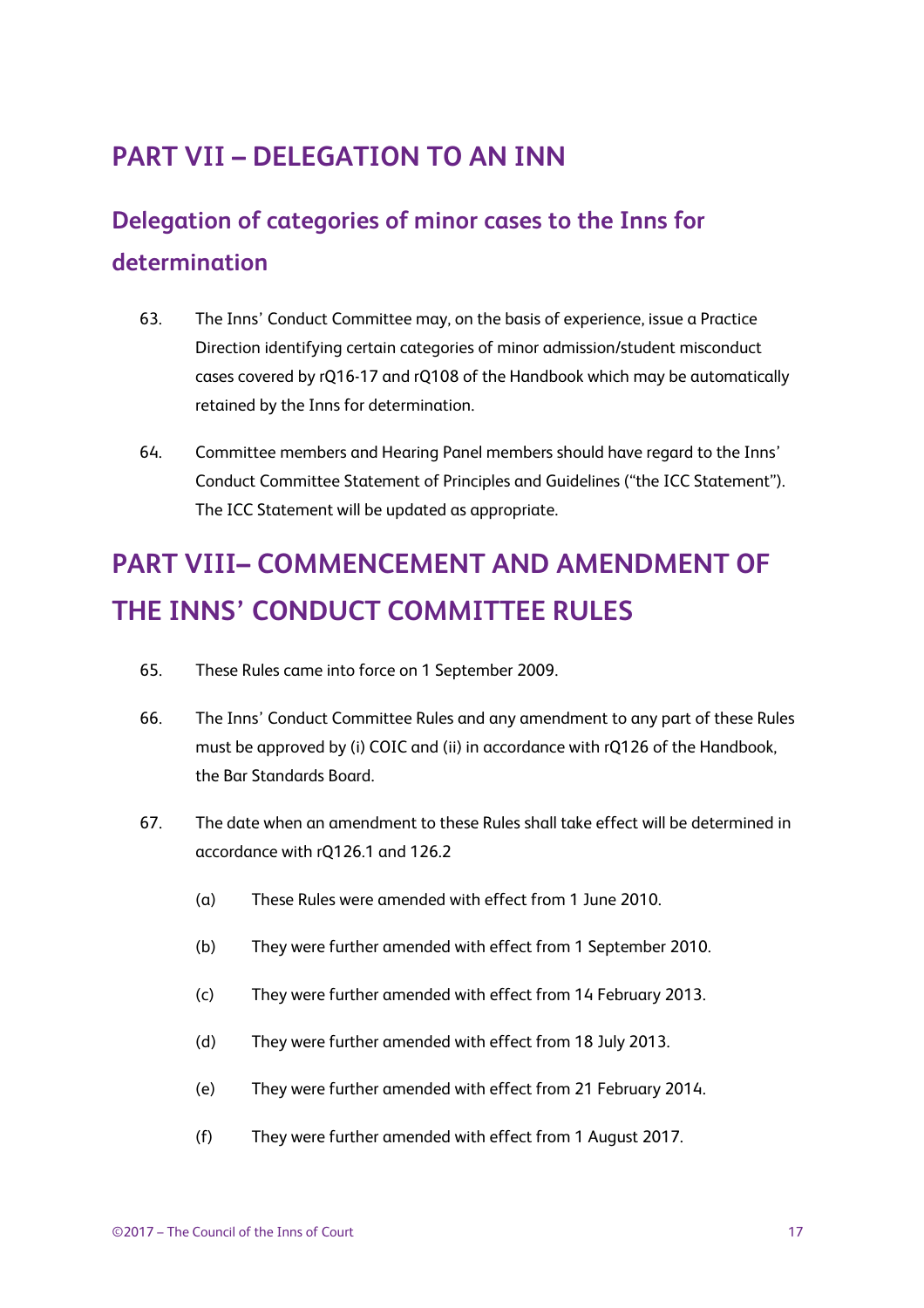## PART VII – DELEGATION TO AN INN

### Delegation of categories of minor cases to the Inns for determination

63. The Inns' Conduct Committee may, on the basis of experience, issue a Practice Direction identifying certain categories of minor admission/student misconduct cases covered by rQ16-17 and rQ108 of the Handbook which may be automatically retained by the Inns for determination.

64. Committee members and Hearing Panel members should have regard to the Inns' Conduct Committee Statement of Principles and Guidelines ("the ICC Statement"). The ICC Statement will be updated as appropriate.

## PART VIII– COMMENCEMENT AND AMENDMENT OF THE INNS' CONDUCT COMMITTEE RULES

65. These Rules came into force on 1 September 2009.

66. The Inns' Conduct Committee Rules and any amendment to any part of these Rules must be approved by (i) COIC and (ii) in accordance with rQ126 of the Handbook, the Bar Standards Board.

67. The date when an amendment to these Rules shall take effect will be determined in accordance with rQ126.1 and 126.2

    (a) These Rules were amended with effect from 1 June 2010.

    (b) They were further amended with effect from 1 September 2010.

    (c) They were further amended with effect from 14 February 2013.

    (d) They were further amended with effect from 18 July 2013.

    (e) They were further amended with effect from 21 February 2014.

    (f) They were further amended with effect from 1 August 2017.